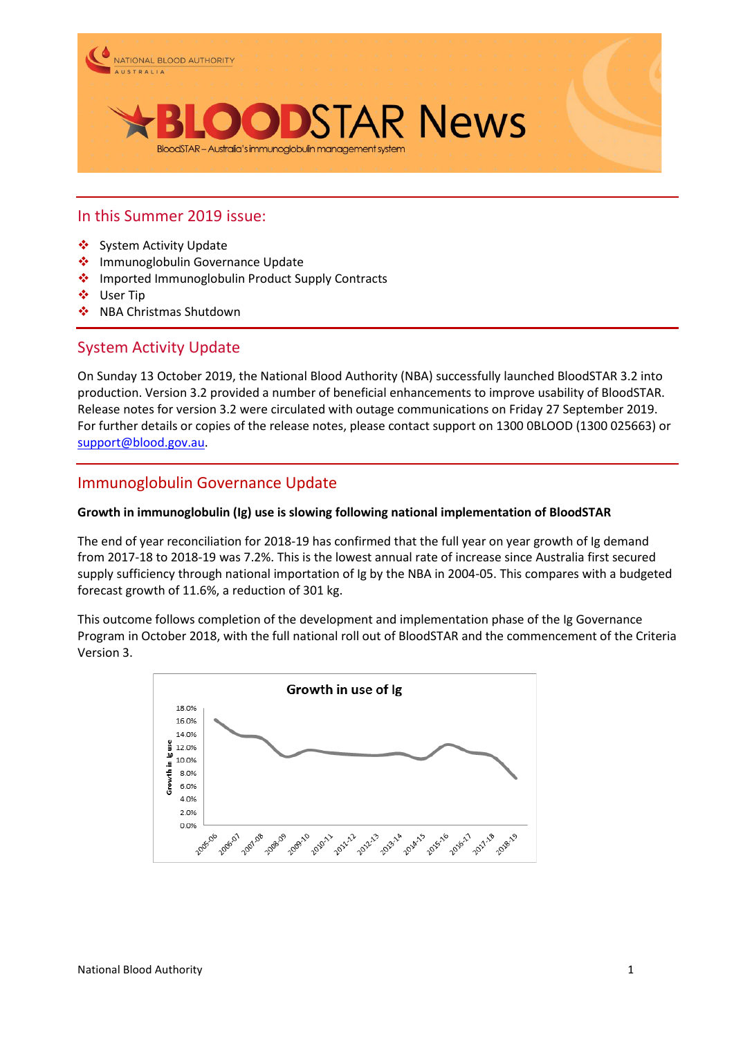# BLOODSTAR News

BloodSTAR – Australia's immunoglobulin management system

## In this Summer 2019 issue:

- System Activity Update
- Immunoglobulin Governance Update
- Imported Immunoglobulin Product Supply Contracts
- User Tip
- NBA Christmas Shutdown

## System Activity Update

On Sunday 13 October 2019, the National Blood Authority (NBA) successfully launched BloodSTAR 3.2 into production. Version 3.2 provided a number of beneficial enhancements to improve usability of BloodSTAR. Release notes for version 3.2 were circulated with outage communications on Friday 27 September 2019. For further details or copies of the release notes, please contact support on 1300 0BLOOD (1300 025663) or support@blood.gov.au.

## Immunoglobulin Governance Update

**Growth in immunoglobulin (Ig) use is slowing following national implementation of BloodSTAR**

The end of year reconciliation for 2018-19 has confirmed that the full year on year growth of Ig demand from 2017-18 to 2018-19 was 7.2%. This is the lowest annual rate of increase since Australia first secured supply sufficiency through national importation of Ig by the NBA in 2004-05. This compares with a budgeted forecast growth of 11.6%, a reduction of 301 kg.

This outcome follows completion of the development and implementation phase of the Ig Governance Program in October 2018, with the full national roll out of BloodSTAR and the commencement of the Criteria Version 3.

**Growth in use of Ig**

(Line chart: y-axis "Growth in Ig use" 0.0%–18.0%; x-axis 2005-06 to 2018-19)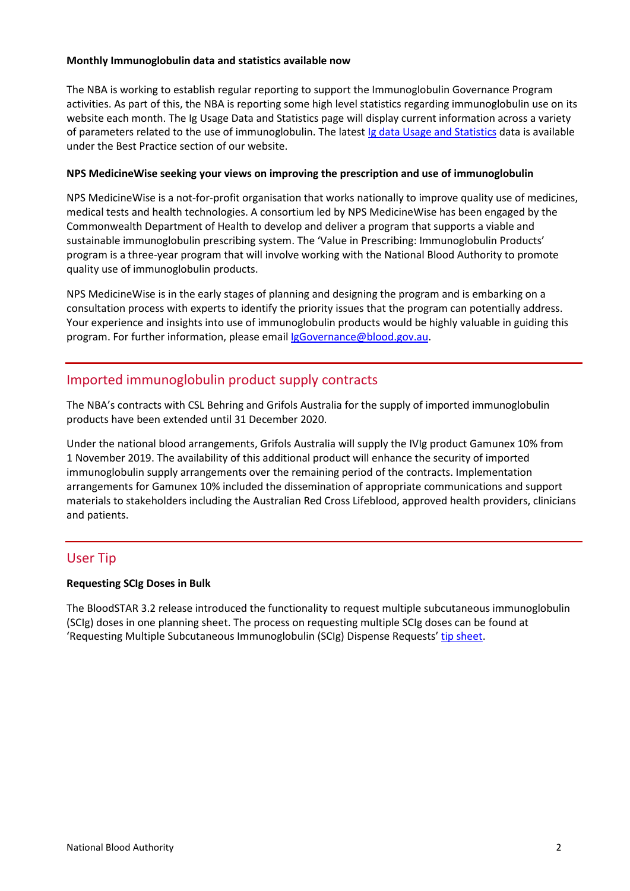**Monthly Immunoglobulin data and statistics available now**

The NBA is working to establish regular reporting to support the Immunoglobulin Governance Program activities. As part of this, the NBA is reporting some high level statistics regarding immunoglobulin use on its website each month. The Ig Usage Data and Statistics page will display current information across a variety of parameters related to the use of immunoglobulin. The latest Ig data Usage and Statistics data is available under the Best Practice section of our website.

**NPS MedicineWise seeking your views on improving the prescription and use of immunoglobulin**

NPS MedicineWise is a not-for-profit organisation that works nationally to improve quality use of medicines, medical tests and health technologies. A consortium led by NPS MedicineWise has been engaged by the Commonwealth Department of Health to develop and deliver a program that supports a viable and sustainable immunoglobulin prescribing system. The 'Value in Prescribing: Immunoglobulin Products' program is a three-year program that will involve working with the National Blood Authority to promote quality use of immunoglobulin products.

NPS MedicineWise is in the early stages of planning and designing the program and is embarking on a consultation process with experts to identify the priority issues that the program can potentially address. Your experience and insights into use of immunoglobulin products would be highly valuable in guiding this program. For further information, please email IgGovernance@blood.gov.au.

## Imported immunoglobulin product supply contracts

The NBA's contracts with CSL Behring and Grifols Australia for the supply of imported immunoglobulin products have been extended until 31 December 2020.

Under the national blood arrangements, Grifols Australia will supply the IVIg product Gamunex 10% from 1 November 2019. The availability of this additional product will enhance the security of imported immunoglobulin supply arrangements over the remaining period of the contracts. Implementation arrangements for Gamunex 10% included the dissemination of appropriate communications and support materials to stakeholders including the Australian Red Cross Lifeblood, approved health providers, clinicians and patients.

## User Tip

**Requesting SCIg Doses in Bulk**

The BloodSTAR 3.2 release introduced the functionality to request multiple subcutaneous immunoglobulin (SCIg) doses in one planning sheet. The process on requesting multiple SCIg doses can be found at 'Requesting Multiple Subcutaneous Immunoglobulin (SCIg) Dispense Requests' tip sheet.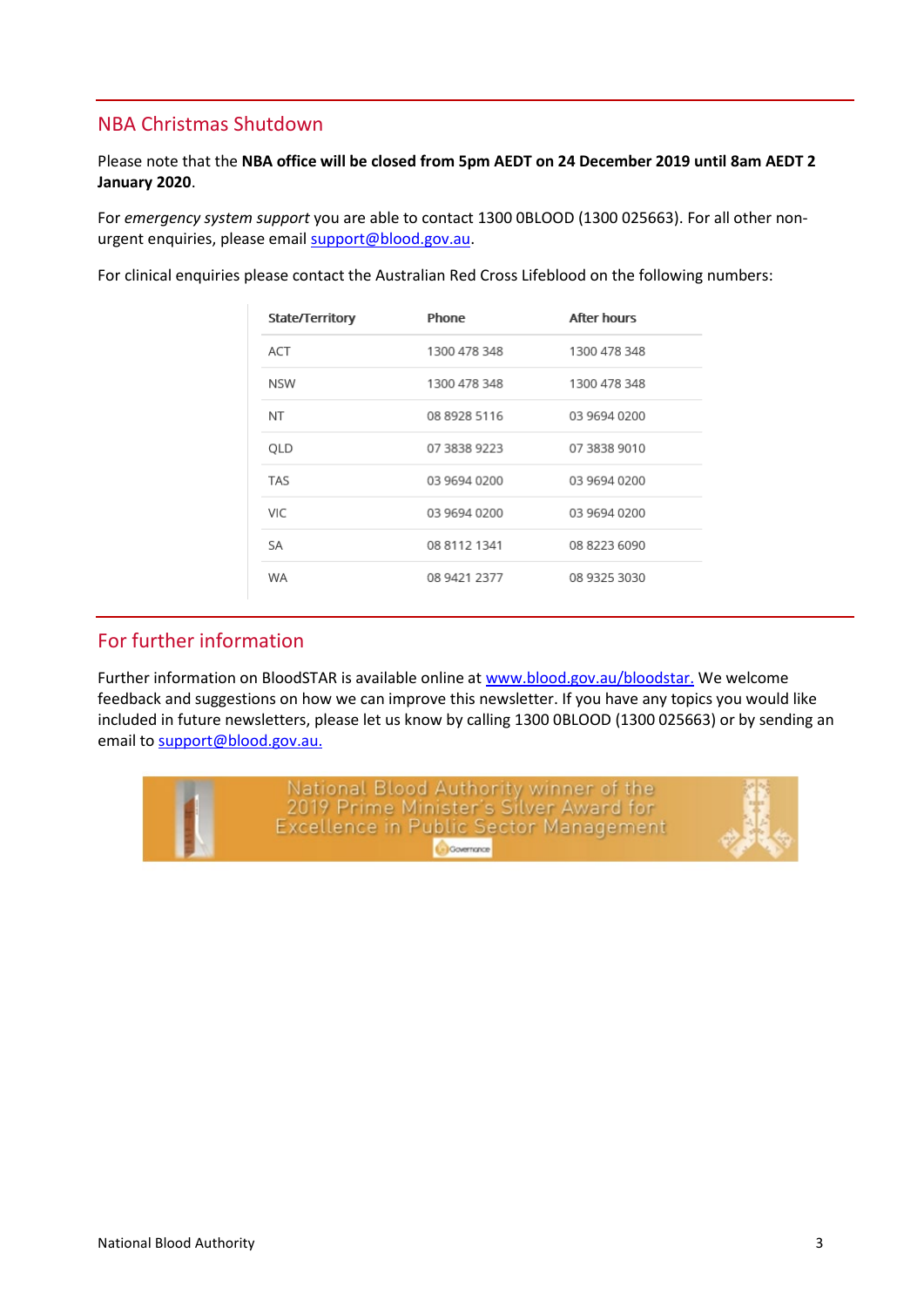## NBA Christmas Shutdown

Please note that the **NBA office will be closed from 5pm AEDT on 24 December 2019 until 8am AEDT 2 January 2020**.

For *emergency system support* you are able to contact 1300 0BLOOD (1300 025663). For all other non-urgent enquiries, please email support@blood.gov.au.

For clinical enquiries please contact the Australian Red Cross Lifeblood on the following numbers:

| State/Territory | Phone | After hours |
|---|---|---|
| ACT | 1300 478 348 | 1300 478 348 |
| NSW | 1300 478 348 | 1300 478 348 |
| NT | 08 8928 5116 | 03 9694 0200 |
| QLD | 07 3838 9223 | 07 3838 9010 |
| TAS | 03 9694 0200 | 03 9694 0200 |
| VIC | 03 9694 0200 | 03 9694 0200 |
| SA | 08 8112 1341 | 08 8223 6090 |
| WA | 08 9421 2377 | 08 9325 3030 |

## For further information

Further information on BloodSTAR is available online at www.blood.gov.au/bloodstar. We welcome feedback and suggestions on how we can improve this newsletter. If you have any topics you would like included in future newsletters, please let us know by calling 1300 0BLOOD (1300 025663) or by sending an email to support@blood.gov.au.

National Blood Authority winner of the 2019 Prime Minister's Silver Award for Excellence in Public Sector Management

National Blood Authority